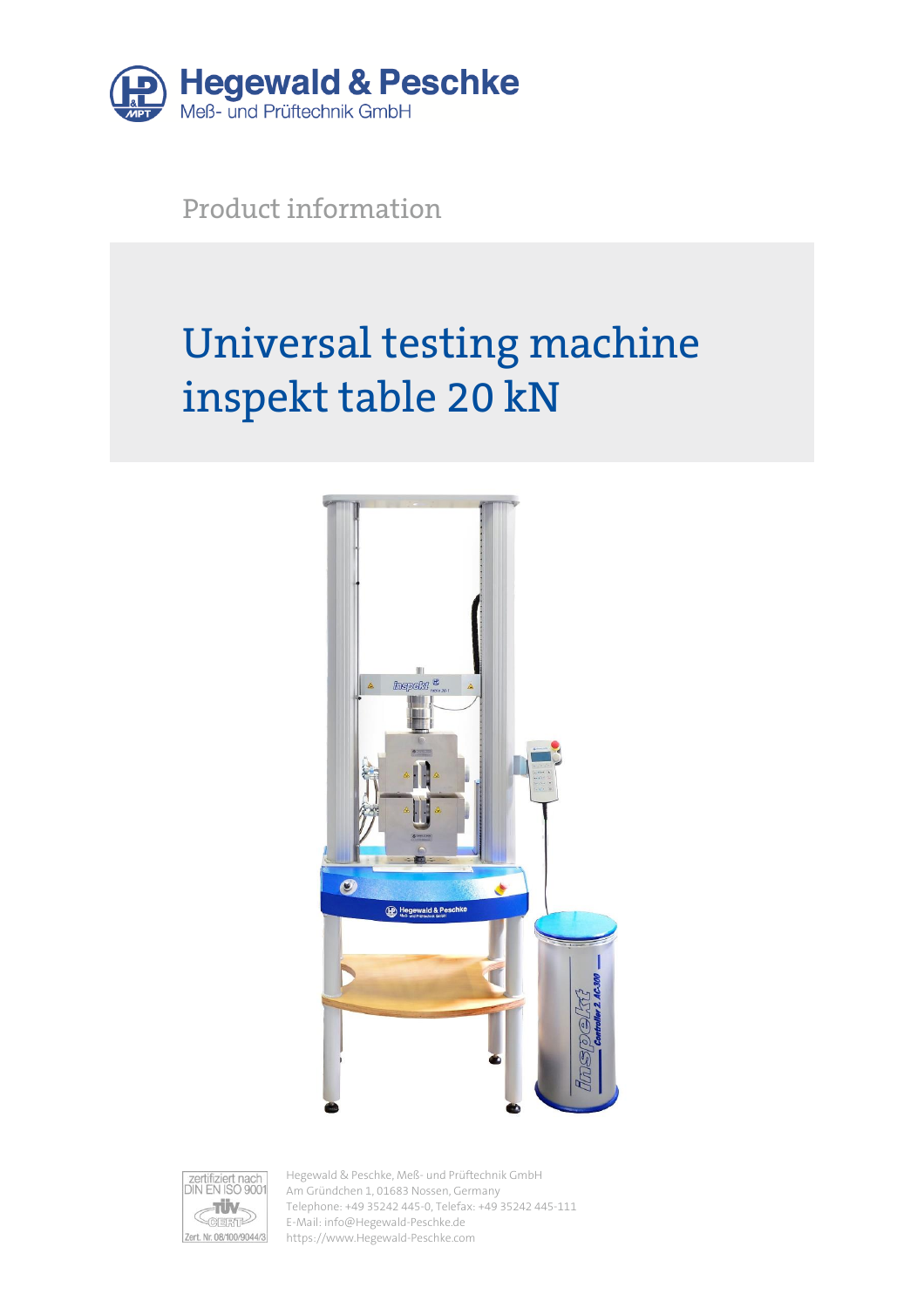Hegewald & Peschke
Meß- und Prüftechnik GmbH

Product information

# Universal testing machine inspekt table 20 kN

zertifiziert nach DIN EN ISO 9001
TÜV CERT
Zert. Nr. 08/100/9044/3

Hegewald & Peschke, Meß- und Prüftechnik GmbH
Am Gründchen 1, 01683 Nossen, Germany
Telephone: +49 35242 445-0, Telefax: +49 35242 445-111
E-Mail: info@Hegewald-Peschke.de
https://www.Hegewald-Peschke.com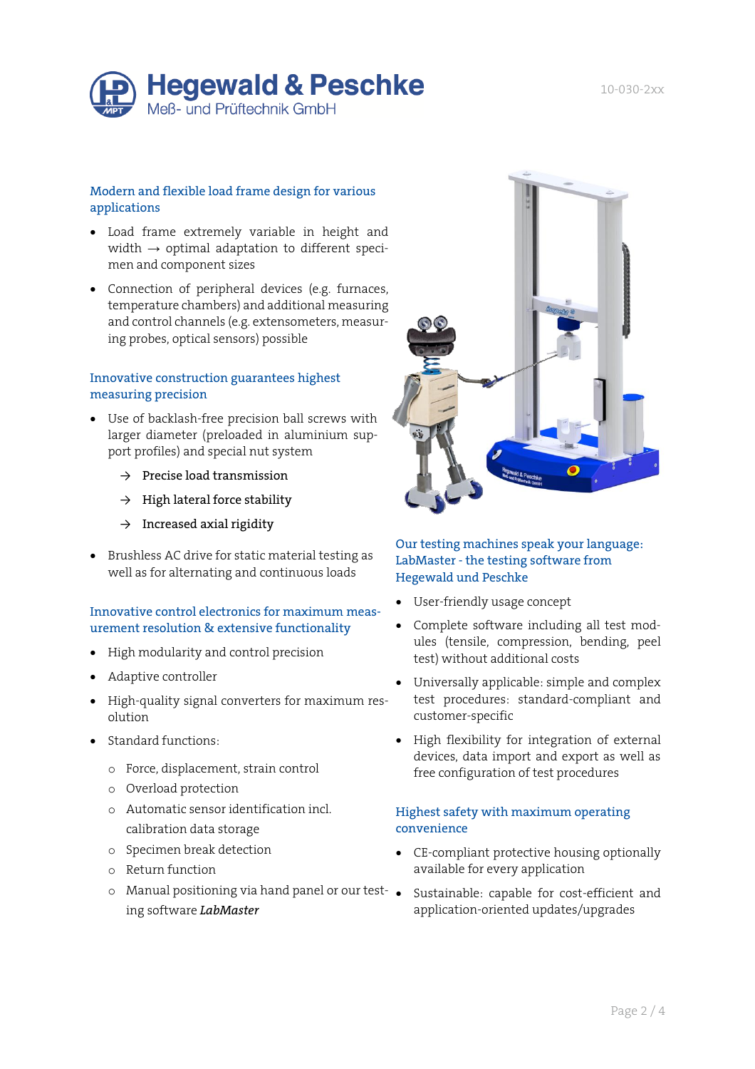## Modern and flexible load frame design for various applications

- Load frame extremely variable in height and width → optimal adaptation to different specimen and component sizes
- Connection of peripheral devices (e.g. furnaces, temperature chambers) and additional measuring and control channels (e.g. extensometers, measuring probes, optical sensors) possible

## Innovative construction guarantees highest measuring precision

- Use of backlash-free precision ball screws with larger diameter (preloaded in aluminium support profiles) and special nut system

  → Precise load transmission

  → High lateral force stability

  → Increased axial rigidity

- Brushless AC drive for static material testing as well as for alternating and continuous loads

## Innovative control electronics for maximum measurement resolution & extensive functionality

- High modularity and control precision
- Adaptive controller
- High-quality signal converters for maximum resolution
- Standard functions:
  - Force, displacement, strain control
  - Overload protection
  - Automatic sensor identification incl. calibration data storage
  - Specimen break detection
  - Return function
  - Manual positioning via hand panel or our testing software ***LabMaster***

## Our testing machines speak your language: LabMaster - the testing software from Hegewald und Peschke

- User-friendly usage concept
- Complete software including all test modules (tensile, compression, bending, peel test) without additional costs
- Universally applicable: simple and complex test procedures: standard-compliant and customer-specific
- High flexibility for integration of external devices, data import and export as well as free configuration of test procedures

## Highest safety with maximum operating convenience

- CE-compliant protective housing optionally available for every application
- Sustainable: capable for cost-efficient and application-oriented updates/upgrades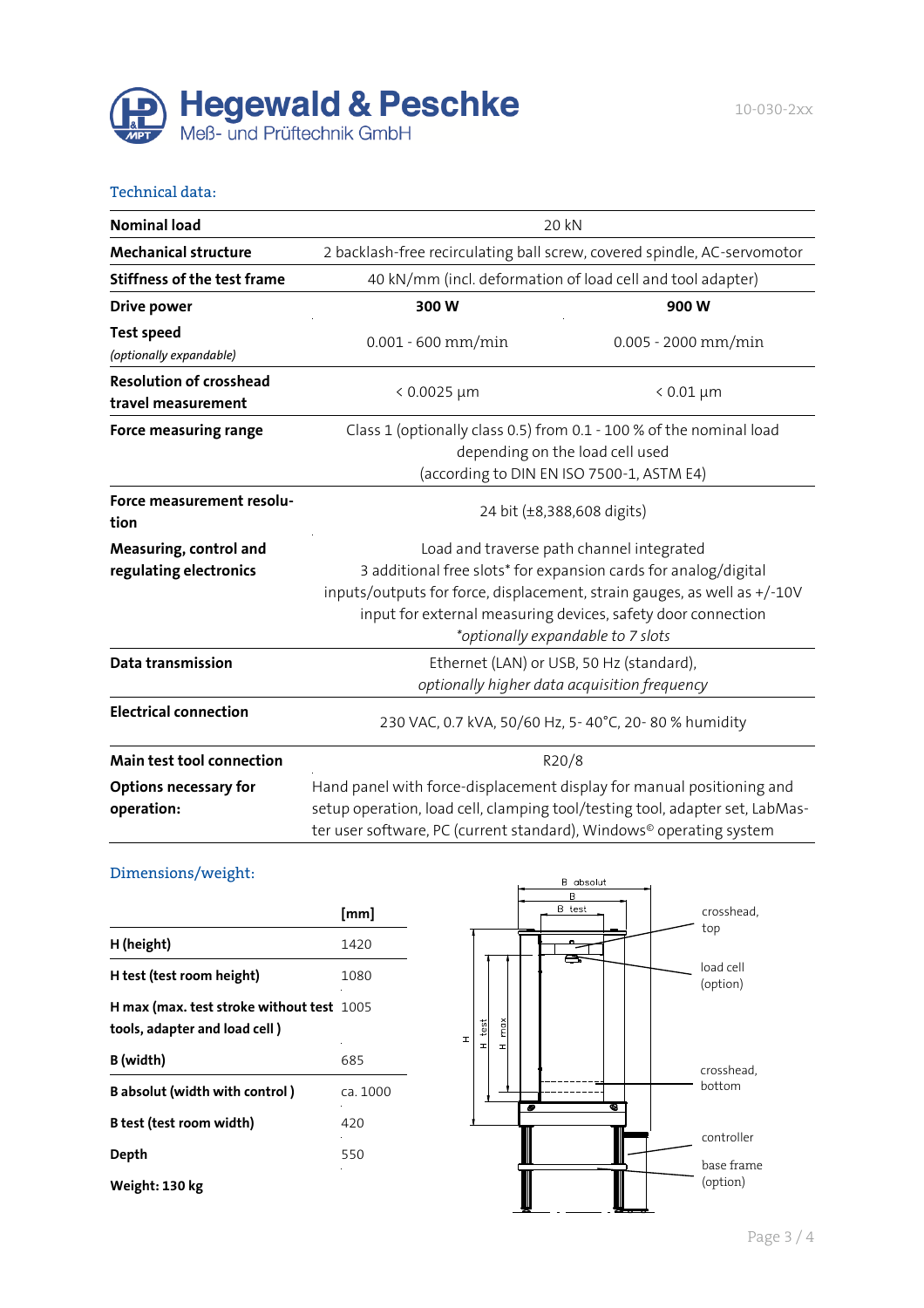Hegewald & Peschke
Meß- und Prüftechnik GmbH

10-030-2xx

## Technical data:

| | | |
|---|---|---|
| **Nominal load** | 20 kN | |
| **Mechanical structure** | 2 backlash-free recirculating ball screw, covered spindle, AC-servomotor | |
| **Stiffness of the test frame** | 40 kN/mm (incl. deformation of load cell and tool adapter) | |
| **Drive power** | **300 W** | **900 W** |
| **Test speed** *(optionally expandable)* | 0.001 - 600 mm/min | 0.005 - 2000 mm/min |
| **Resolution of crosshead travel measurement** | < 0.0025 µm | < 0.01 µm |
| **Force measuring range** | Class 1 (optionally class 0.5) from 0.1 - 100 % of the nominal load depending on the load cell used (according to DIN EN ISO 7500-1, ASTM E4) | |
| **Force measurement resolution** | 24 bit (±8,388,608 digits) | |
| **Measuring, control and regulating electronics** | Load and traverse path channel integrated<br>3 additional free slots* for expansion cards for analog/digital inputs/outputs for force, displacement, strain gauges, as well as +/-10V input for external measuring devices, safety door connection<br>*\*optionally expandable to 7 slots* | |
| **Data transmission** | Ethernet (LAN) or USB, 50 Hz (standard), *optionally higher data acquisition frequency* | |
| **Electrical connection** | 230 VAC, 0.7 kVA, 50/60 Hz, 5- 40°C, 20- 80 % humidity | |
| **Main test tool connection** | R20/8 | |
| **Options necessary for operation:** | Hand panel with force-displacement display for manual positioning and setup operation, load cell, clamping tool/testing tool, adapter set, LabMaster user software, PC (current standard), Windows© operating system | |

## Dimensions/weight:

| | [mm] |
|---|---|
| **H (height)** | 1420 |
| **H test (test room height)** | 1080 |
| **H max (max. test stroke without test tools, adapter and load cell )** | 1005 |
| **B (width)** | 685 |
| **B absolut (width with control )** | ca. 1000 |
| **B test (test room width)** | 420 |
| **Depth** | 550 |

**Weight: 130 kg**

B absolut
B
B test
H
H test
H max
crosshead, top
load cell (option)
crosshead, bottom
controller
base frame (option)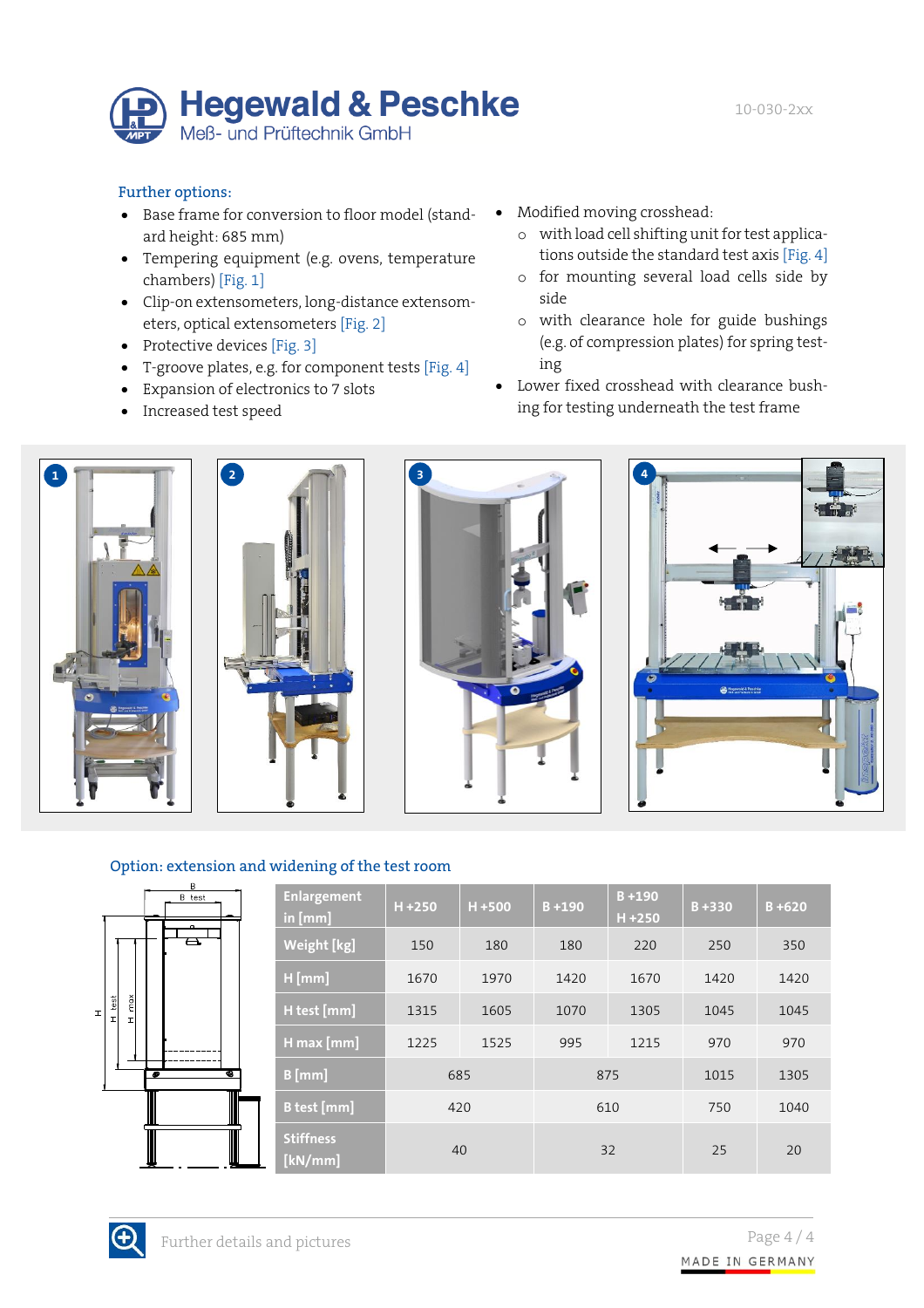**Hegewald & Peschke**
Meß- und Prüftechnik GmbH

10-030-2xx

### Further options:

- Base frame for conversion to floor model (standard height: 685 mm)
- Tempering equipment (e.g. ovens, temperature chambers) [Fig. 1]
- Clip-on extensometers, long-distance extensometers, optical extensometers [Fig. 2]
- Protective devices [Fig. 3]
- T-groove plates, e.g. for component tests [Fig. 4]
- Expansion of electronics to 7 slots
- Increased test speed
- Modified moving crosshead:
  - with load cell shifting unit for test applications outside the standard test axis [Fig. 4]
  - for mounting several load cells side by side
  - with clearance hole for guide bushings (e.g. of compression plates) for spring testing
- Lower fixed crosshead with clearance bushing for testing underneath the test frame

1

2

3

4

### Option: extension and widening of the test room

B
B test
H
H test
H max

| Enlargement in [mm] | H +250 | H +500 | B +190 | B +190 H +250 | B +330 | B +620 |
|---|---|---|---|---|---|---|
| Weight [kg] | 150 | 180 | 180 | 220 | 250 | 350 |
| H [mm] | 1670 | 1970 | 1420 | 1670 | 1420 | 1420 |
| H test [mm] | 1315 | 1605 | 1070 | 1305 | 1045 | 1045 |
| H max [mm] | 1225 | 1525 | 995 | 1215 | 970 | 970 |
| B [mm] | 685 | | 875 | | 1015 | 1305 |
| B test [mm] | 420 | | 610 | | 750 | 1040 |
| Stiffness [kN/mm] | 40 | | 32 | | 25 | 20 |

Further details and pictures

MADE IN GERMANY